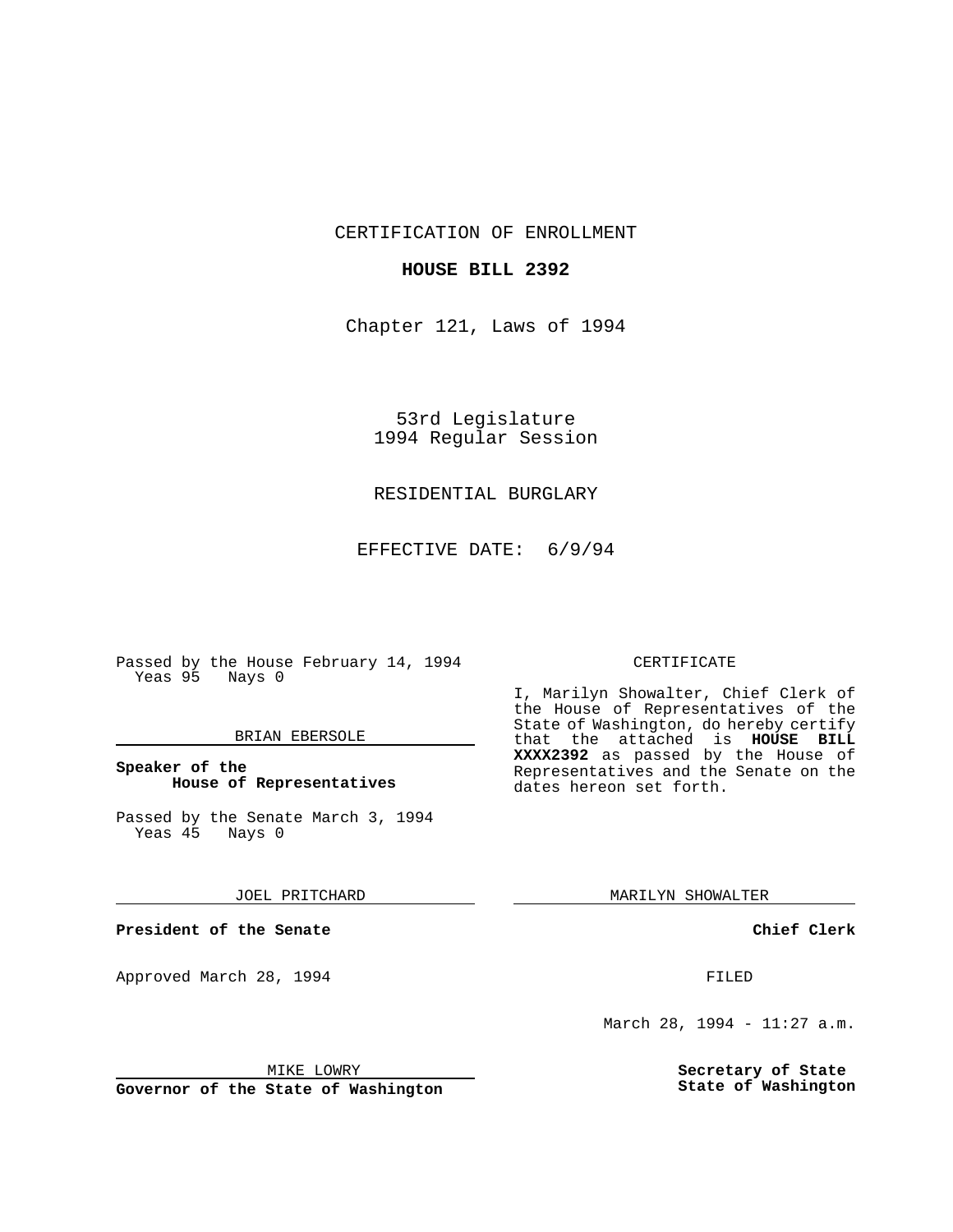CERTIFICATION OF ENROLLMENT

**HOUSE BILL 2392**

Chapter 121, Laws of 1994

53rd Legislature
1994 Regular Session

RESIDENTIAL BURGLARY

EFFECTIVE DATE: 6/9/94

Passed by the House February 14, 1994
Yeas 95 Nays 0

BRIAN EBERSOLE

**Speaker of the House of Representatives**

Passed by the Senate March 3, 1994
Yeas 45 Nays 0

JOEL PRITCHARD

**President of the Senate**

Approved March 28, 1994

MIKE LOWRY

**Governor of the State of Washington**

CERTIFICATE

I, Marilyn Showalter, Chief Clerk of the House of Representatives of the State of Washington, do hereby certify that the attached is **HOUSE BILL XXXX2392** as passed by the House of Representatives and the Senate on the dates hereon set forth.

MARILYN SHOWALTER

**Chief Clerk**

FILED

March 28, 1994 - 11:27 a.m.

**Secretary of State State of Washington**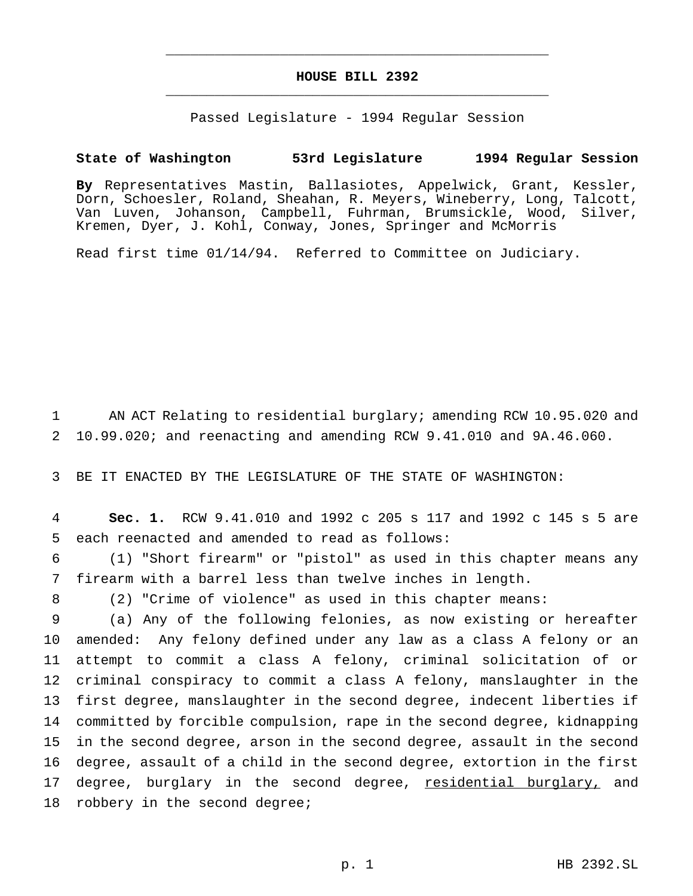# HOUSE BILL 2392

Passed Legislature - 1994 Regular Session

**State of Washington 53rd Legislature 1994 Regular Session**

**By** Representatives Mastin, Ballasiotes, Appelwick, Grant, Kessler, Dorn, Schoesler, Roland, Sheahan, R. Meyers, Wineberry, Long, Talcott, Van Luven, Johanson, Campbell, Fuhrman, Brumsickle, Wood, Silver, Kremen, Dyer, J. Kohl, Conway, Jones, Springer and McMorris

Read first time 01/14/94. Referred to Committee on Judiciary.

AN ACT Relating to residential burglary; amending RCW 10.95.020 and 10.99.020; and reenacting and amending RCW 9.41.010 and 9A.46.060.

BE IT ENACTED BY THE LEGISLATURE OF THE STATE OF WASHINGTON:

**Sec. 1.** RCW 9.41.010 and 1992 c 205 s 117 and 1992 c 145 s 5 are each reenacted and amended to read as follows:

(1) "Short firearm" or "pistol" as used in this chapter means any firearm with a barrel less than twelve inches in length.

(2) "Crime of violence" as used in this chapter means:

(a) Any of the following felonies, as now existing or hereafter amended: Any felony defined under any law as a class A felony or an attempt to commit a class A felony, criminal solicitation of or criminal conspiracy to commit a class A felony, manslaughter in the first degree, manslaughter in the second degree, indecent liberties if committed by forcible compulsion, rape in the second degree, kidnapping in the second degree, arson in the second degree, assault in the second degree, assault of a child in the second degree, extortion in the first degree, burglary in the second degree, <u>residential burglary,</u> and robbery in the second degree;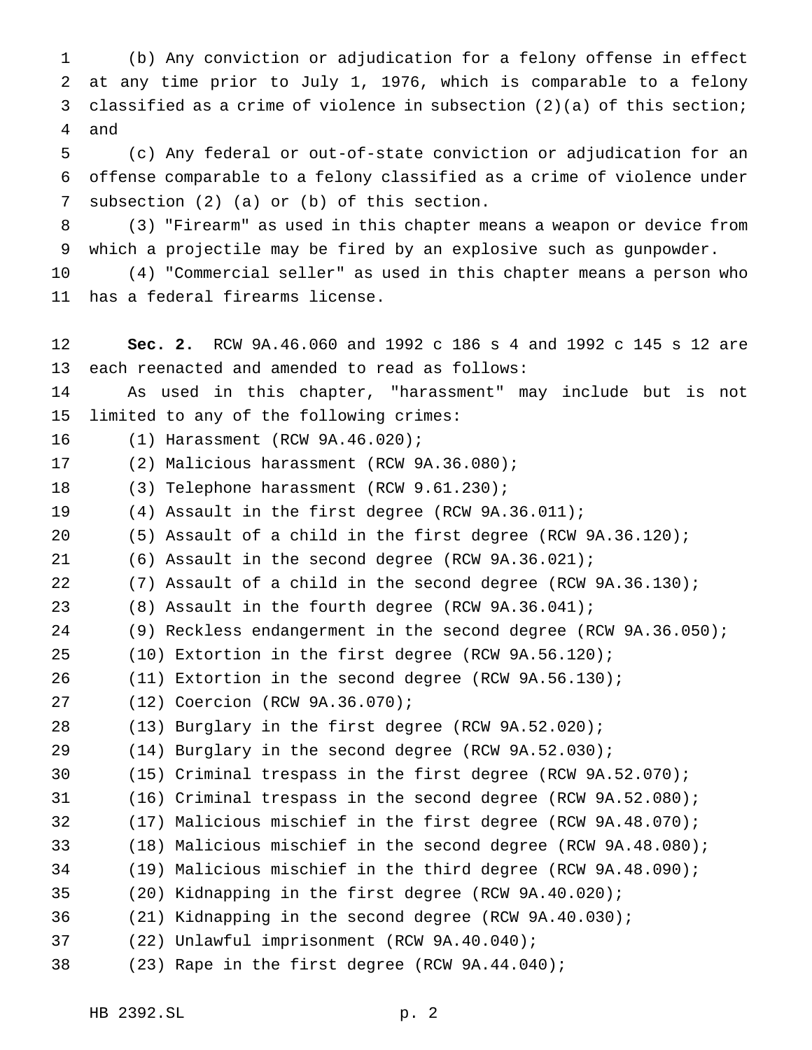(b) Any conviction or adjudication for a felony offense in effect at any time prior to July 1, 1976, which is comparable to a felony classified as a crime of violence in subsection (2)(a) of this section; and

(c) Any federal or out-of-state conviction or adjudication for an offense comparable to a felony classified as a crime of violence under subsection (2) (a) or (b) of this section.

(3) "Firearm" as used in this chapter means a weapon or device from which a projectile may be fired by an explosive such as gunpowder.

(4) "Commercial seller" as used in this chapter means a person who has a federal firearms license.

**Sec. 2.** RCW 9A.46.060 and 1992 c 186 s 4 and 1992 c 145 s 12 are each reenacted and amended to read as follows:

As used in this chapter, "harassment" may include but is not limited to any of the following crimes:

(1) Harassment (RCW 9A.46.020);

(2) Malicious harassment (RCW 9A.36.080);

(3) Telephone harassment (RCW 9.61.230);

(4) Assault in the first degree (RCW 9A.36.011);

(5) Assault of a child in the first degree (RCW 9A.36.120);

(6) Assault in the second degree (RCW 9A.36.021);

(7) Assault of a child in the second degree (RCW 9A.36.130);

(8) Assault in the fourth degree (RCW 9A.36.041);

(9) Reckless endangerment in the second degree (RCW 9A.36.050);

(10) Extortion in the first degree (RCW 9A.56.120);

(11) Extortion in the second degree (RCW 9A.56.130);

(12) Coercion (RCW 9A.36.070);

(13) Burglary in the first degree (RCW 9A.52.020);

(14) Burglary in the second degree (RCW 9A.52.030);

(15) Criminal trespass in the first degree (RCW 9A.52.070);

(16) Criminal trespass in the second degree (RCW 9A.52.080);

(17) Malicious mischief in the first degree (RCW 9A.48.070);

(18) Malicious mischief in the second degree (RCW 9A.48.080);

(19) Malicious mischief in the third degree (RCW 9A.48.090);

(20) Kidnapping in the first degree (RCW 9A.40.020);

(21) Kidnapping in the second degree (RCW 9A.40.030);

(22) Unlawful imprisonment (RCW 9A.40.040);

(23) Rape in the first degree (RCW 9A.44.040);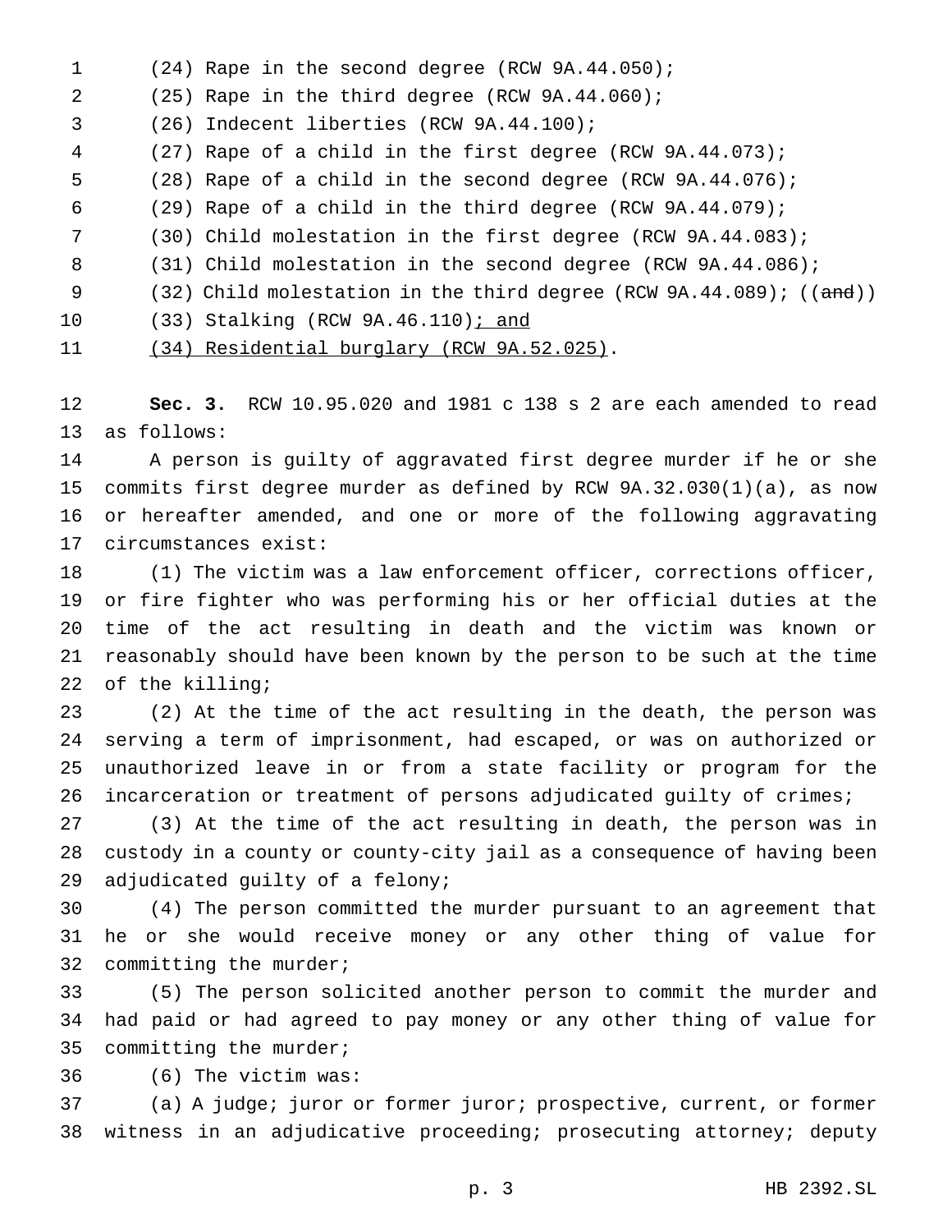(24) Rape in the second degree (RCW 9A.44.050);

(25) Rape in the third degree (RCW 9A.44.060);

(26) Indecent liberties (RCW 9A.44.100);

(27) Rape of a child in the first degree (RCW 9A.44.073);

(28) Rape of a child in the second degree (RCW 9A.44.076);

(29) Rape of a child in the third degree (RCW 9A.44.079);

(30) Child molestation in the first degree (RCW 9A.44.083);

(31) Child molestation in the second degree (RCW 9A.44.086);

(32) Child molestation in the third degree (RCW 9A.44.089); ((~~and~~))

(33) Stalking (RCW 9A.46.110)<u>; and</u>

<u>(34) Residential burglary (RCW 9A.52.025)</u>.

**Sec. 3.** RCW 10.95.020 and 1981 c 138 s 2 are each amended to read as follows:

A person is guilty of aggravated first degree murder if he or she commits first degree murder as defined by RCW 9A.32.030(1)(a), as now or hereafter amended, and one or more of the following aggravating circumstances exist:

(1) The victim was a law enforcement officer, corrections officer, or fire fighter who was performing his or her official duties at the time of the act resulting in death and the victim was known or reasonably should have been known by the person to be such at the time of the killing;

(2) At the time of the act resulting in the death, the person was serving a term of imprisonment, had escaped, or was on authorized or unauthorized leave in or from a state facility or program for the incarceration or treatment of persons adjudicated guilty of crimes;

(3) At the time of the act resulting in death, the person was in custody in a county or county-city jail as a consequence of having been adjudicated guilty of a felony;

(4) The person committed the murder pursuant to an agreement that he or she would receive money or any other thing of value for committing the murder;

(5) The person solicited another person to commit the murder and had paid or had agreed to pay money or any other thing of value for committing the murder;

(6) The victim was:

(a) A judge; juror or former juror; prospective, current, or former witness in an adjudicative proceeding; prosecuting attorney; deputy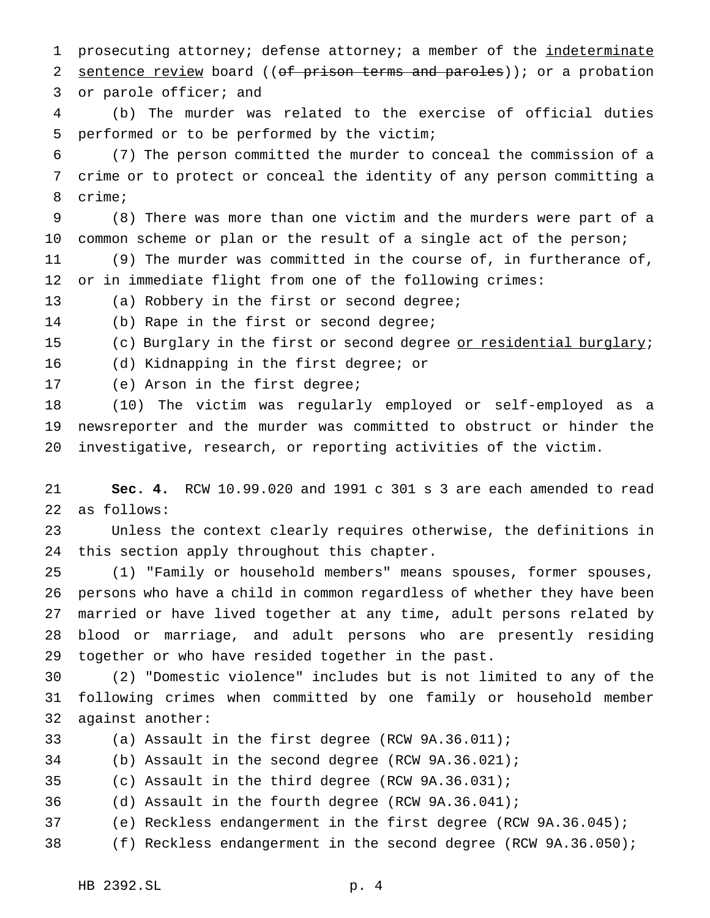prosecuting attorney; defense attorney; a member of the <u>indeterminate sentence review</u> board ((~~of prison terms and paroles~~)); or a probation or parole officer; and

(b) The murder was related to the exercise of official duties performed or to be performed by the victim;

(7) The person committed the murder to conceal the commission of a crime or to protect or conceal the identity of any person committing a crime;

(8) There was more than one victim and the murders were part of a common scheme or plan or the result of a single act of the person;

(9) The murder was committed in the course of, in furtherance of, or in immediate flight from one of the following crimes:

(a) Robbery in the first or second degree;

(b) Rape in the first or second degree;

(c) Burglary in the first or second degree <u>or residential burglary</u>;

(d) Kidnapping in the first degree; or

(e) Arson in the first degree;

(10) The victim was regularly employed or self-employed as a newsreporter and the murder was committed to obstruct or hinder the investigative, research, or reporting activities of the victim.

**Sec. 4.** RCW 10.99.020 and 1991 c 301 s 3 are each amended to read as follows:

Unless the context clearly requires otherwise, the definitions in this section apply throughout this chapter.

(1) "Family or household members" means spouses, former spouses, persons who have a child in common regardless of whether they have been married or have lived together at any time, adult persons related by blood or marriage, and adult persons who are presently residing together or who have resided together in the past.

(2) "Domestic violence" includes but is not limited to any of the following crimes when committed by one family or household member against another:

(a) Assault in the first degree (RCW 9A.36.011);

(b) Assault in the second degree (RCW 9A.36.021);

(c) Assault in the third degree (RCW 9A.36.031);

(d) Assault in the fourth degree (RCW 9A.36.041);

(e) Reckless endangerment in the first degree (RCW 9A.36.045);

(f) Reckless endangerment in the second degree (RCW 9A.36.050);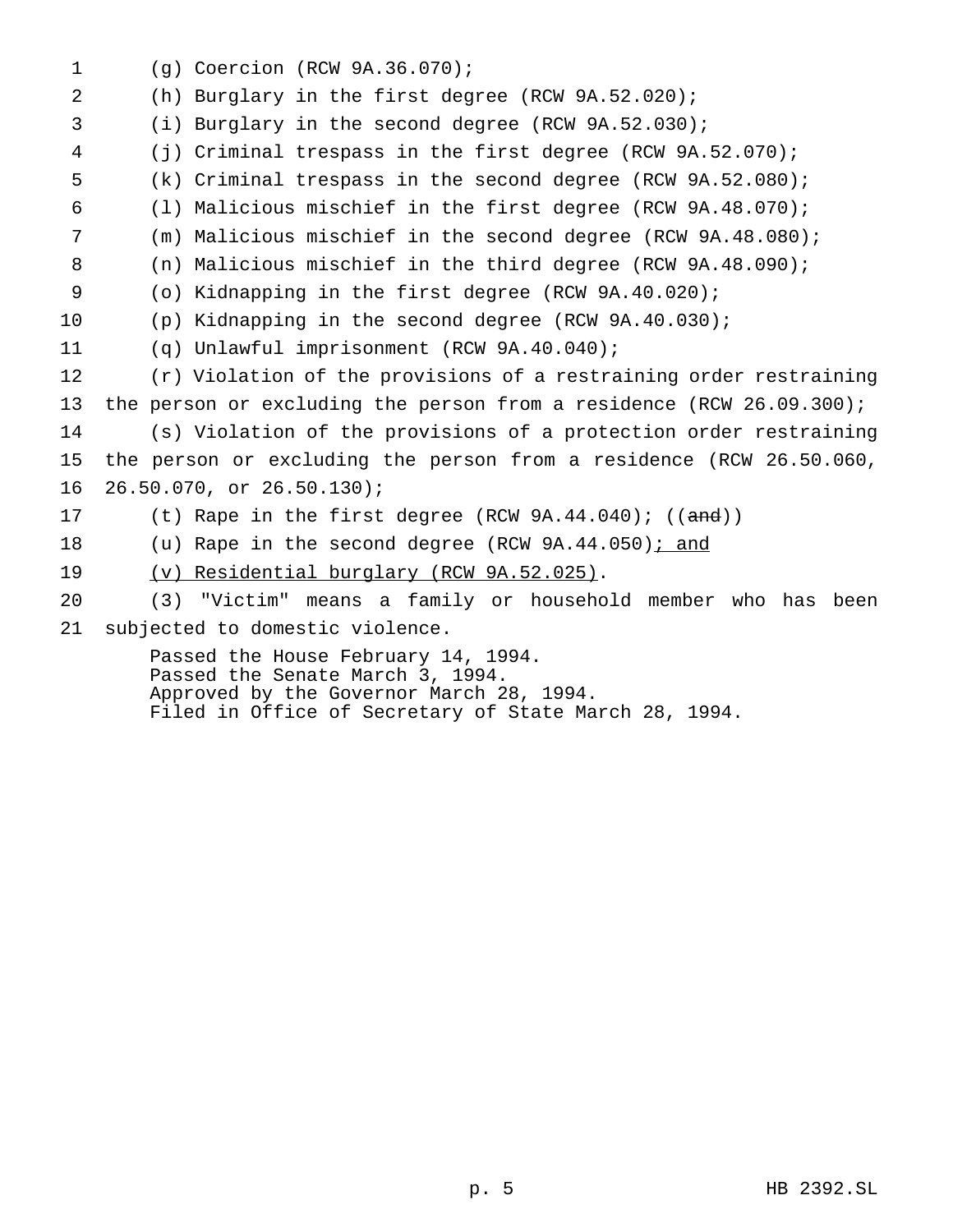(g) Coercion (RCW 9A.36.070);

(h) Burglary in the first degree (RCW 9A.52.020);

(i) Burglary in the second degree (RCW 9A.52.030);

(j) Criminal trespass in the first degree (RCW 9A.52.070);

(k) Criminal trespass in the second degree (RCW 9A.52.080);

(l) Malicious mischief in the first degree (RCW 9A.48.070);

(m) Malicious mischief in the second degree (RCW 9A.48.080);

(n) Malicious mischief in the third degree (RCW 9A.48.090);

(o) Kidnapping in the first degree (RCW 9A.40.020);

(p) Kidnapping in the second degree (RCW 9A.40.030);

(q) Unlawful imprisonment (RCW 9A.40.040);

(r) Violation of the provisions of a restraining order restraining the person or excluding the person from a residence (RCW 26.09.300);

(s) Violation of the provisions of a protection order restraining the person or excluding the person from a residence (RCW 26.50.060, 26.50.070, or 26.50.130);

(t) Rape in the first degree (RCW 9A.44.040); ((~~and~~))

(u) Rape in the second degree (RCW 9A.44.050)<u>; and</u>

<u>(v) Residential burglary (RCW 9A.52.025)</u>.

(3) "Victim" means a family or household member who has been subjected to domestic violence.

Passed the House February 14, 1994.
Passed the Senate March 3, 1994.
Approved by the Governor March 28, 1994.
Filed in Office of Secretary of State March 28, 1994.